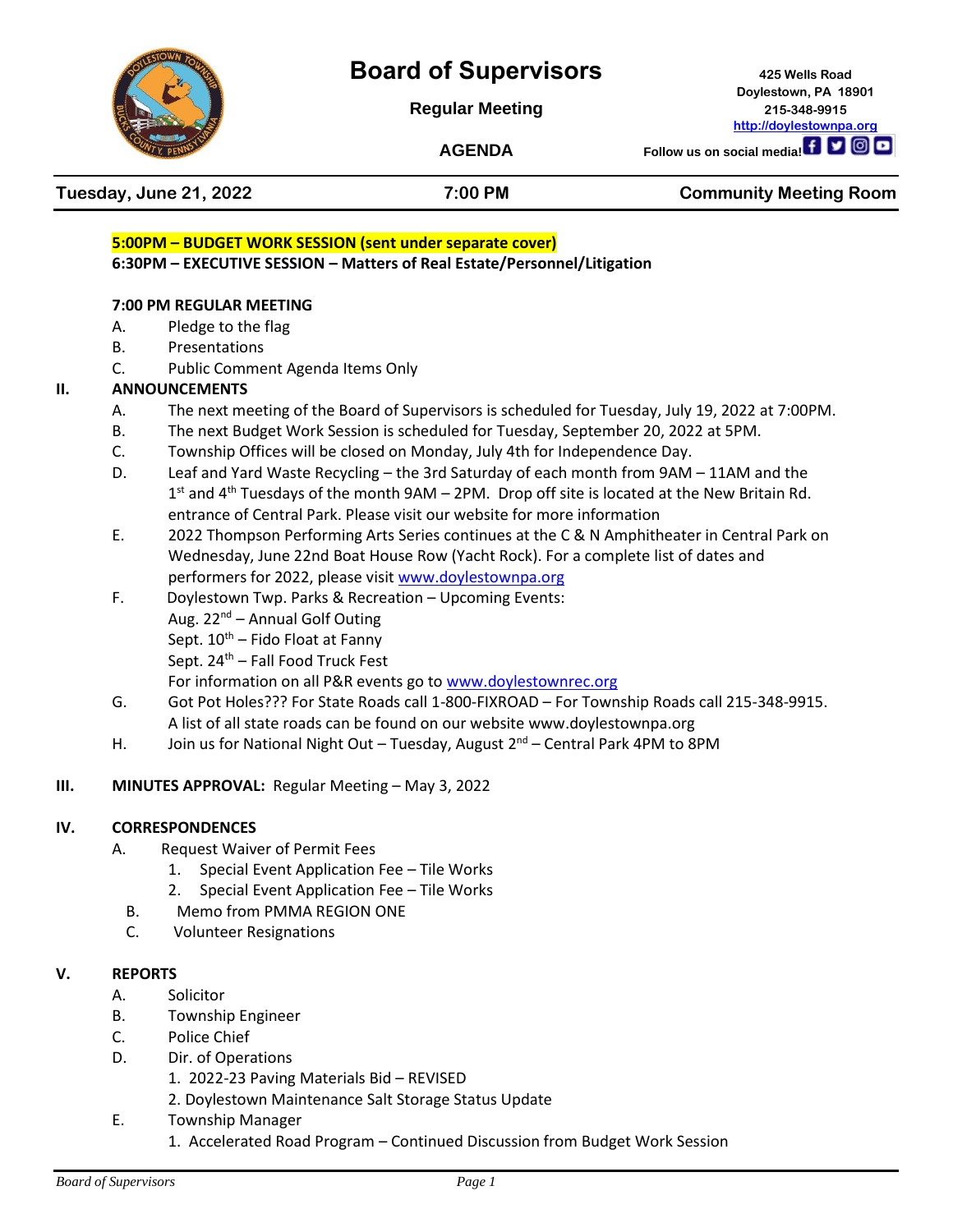# Board of Supervisors

**Regular Meeting**

**AGENDA**

425 Wells Road
Doylestown, PA 18901
215-348-9915
http://doylestownpa.org

Follow us on social media!

**Tuesday, June 21, 2022** | **7:00 PM** | **Community Meeting Room**

**5:00PM – BUDGET WORK SESSION (sent under separate cover)**

**6:30PM – EXECUTIVE SESSION – Matters of Real Estate/Personnel/Litigation**

**7:00 PM REGULAR MEETING**

A. Pledge to the flag

B. Presentations

C. Public Comment Agenda Items Only

## II. ANNOUNCEMENTS

A. The next meeting of the Board of Supervisors is scheduled for Tuesday, July 19, 2022 at 7:00PM.

B. The next Budget Work Session is scheduled for Tuesday, September 20, 2022 at 5PM.

C. Township Offices will be closed on Monday, July 4th for Independence Day.

D. Leaf and Yard Waste Recycling – the 3rd Saturday of each month from 9AM – 11AM and the 1st and 4th Tuesdays of the month 9AM – 2PM. Drop off site is located at the New Britain Rd. entrance of Central Park. Please visit our website for more information

E. 2022 Thompson Performing Arts Series continues at the C & N Amphitheater in Central Park on Wednesday, June 22nd Boat House Row (Yacht Rock). For a complete list of dates and performers for 2022, please visit www.doylestownpa.org

F. Doylestown Twp. Parks & Recreation – Upcoming Events:
Aug. 22nd – Annual Golf Outing
Sept. 10th – Fido Float at Fanny
Sept. 24th – Fall Food Truck Fest
For information on all P&R events go to www.doylestownrec.org

G. Got Pot Holes??? For State Roads call 1-800-FIXROAD – For Township Roads call 215-348-9915. A list of all state roads can be found on our website www.doylestownpa.org

H. Join us for National Night Out – Tuesday, August 2nd – Central Park 4PM to 8PM

## III. MINUTES APPROVAL: Regular Meeting – May 3, 2022

## IV. CORRESPONDENCES

A. Request Waiver of Permit Fees
   1. Special Event Application Fee – Tile Works
   2. Special Event Application Fee – Tile Works

B. Memo from PMMA REGION ONE

C. Volunteer Resignations

## V. REPORTS

A. Solicitor

B. Township Engineer

C. Police Chief

D. Dir. of Operations
   1. 2022-23 Paving Materials Bid – REVISED
   2. Doylestown Maintenance Salt Storage Status Update

E. Township Manager
   1. Accelerated Road Program – Continued Discussion from Budget Work Session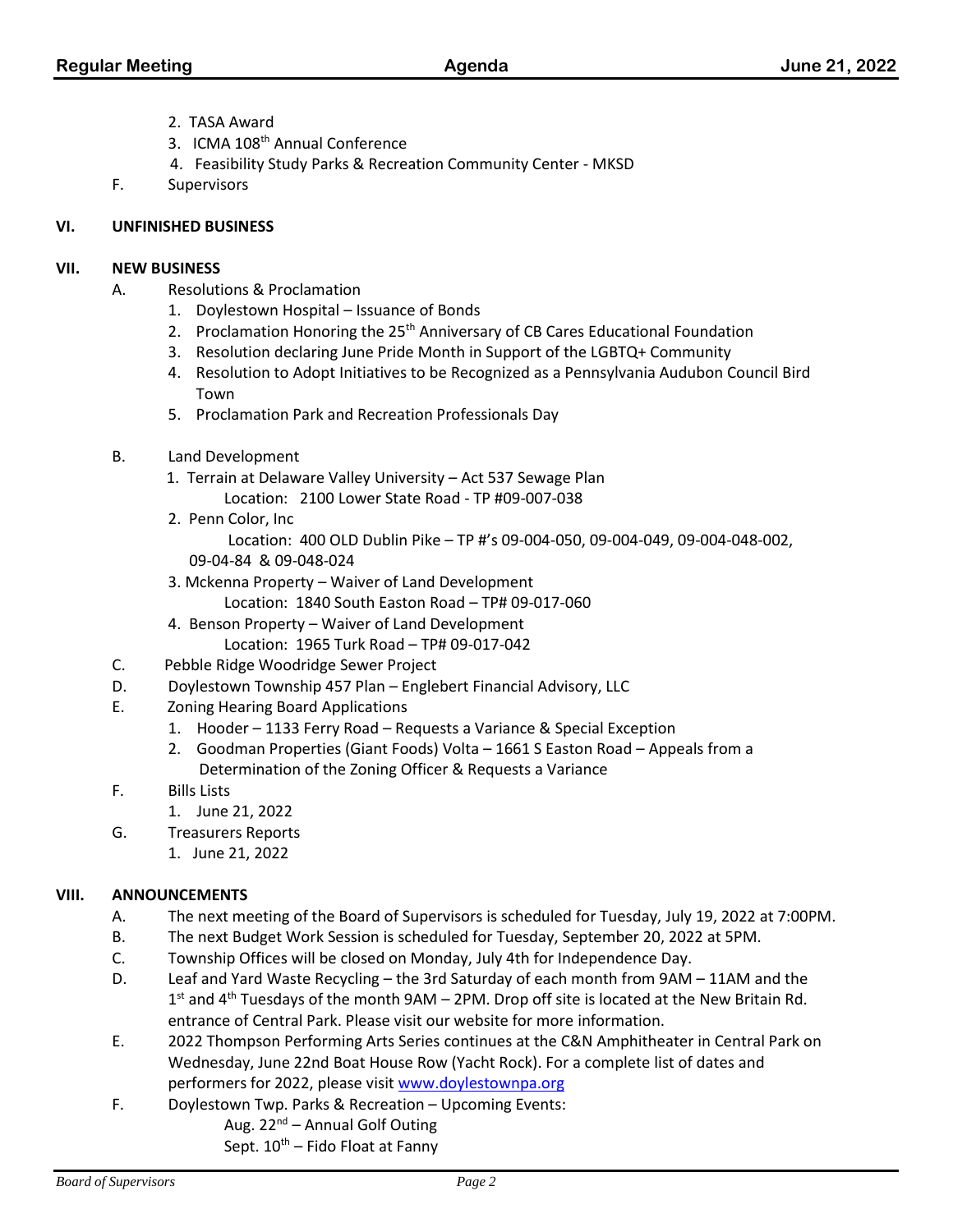2. TASA Award
3. ICMA 108th Annual Conference
4. Feasibility Study Parks & Recreation Community Center - MKSD

F. Supervisors

## VI. UNFINISHED BUSINESS

## VII. NEW BUSINESS

A. Resolutions & Proclamation
   1. Doylestown Hospital – Issuance of Bonds
   2. Proclamation Honoring the 25th Anniversary of CB Cares Educational Foundation
   3. Resolution declaring June Pride Month in Support of the LGBTQ+ Community
   4. Resolution to Adopt Initiatives to be Recognized as a Pennsylvania Audubon Council Bird Town
   5. Proclamation Park and Recreation Professionals Day

B. Land Development
   1. Terrain at Delaware Valley University – Act 537 Sewage Plan
      Location: 2100 Lower State Road - TP #09-007-038
   2. Penn Color, Inc
      Location: 400 OLD Dublin Pike – TP #'s 09-004-050, 09-004-049, 09-004-048-002, 09-04-84 & 09-048-024
   3. Mckenna Property – Waiver of Land Development
      Location: 1840 South Easton Road – TP# 09-017-060
   4. Benson Property – Waiver of Land Development
      Location: 1965 Turk Road – TP# 09-017-042

C. Pebble Ridge Woodridge Sewer Project

D. Doylestown Township 457 Plan – Englebert Financial Advisory, LLC

E. Zoning Hearing Board Applications
   1. Hooder – 1133 Ferry Road – Requests a Variance & Special Exception
   2. Goodman Properties (Giant Foods) Volta – 1661 S Easton Road – Appeals from a Determination of the Zoning Officer & Requests a Variance

F. Bills Lists
   1. June 21, 2022

G. Treasurers Reports
   1. June 21, 2022

## VIII. ANNOUNCEMENTS

A. The next meeting of the Board of Supervisors is scheduled for Tuesday, July 19, 2022 at 7:00PM.

B. The next Budget Work Session is scheduled for Tuesday, September 20, 2022 at 5PM.

C. Township Offices will be closed on Monday, July 4th for Independence Day.

D. Leaf and Yard Waste Recycling – the 3rd Saturday of each month from 9AM – 11AM and the 1st and 4th Tuesdays of the month 9AM – 2PM. Drop off site is located at the New Britain Rd. entrance of Central Park. Please visit our website for more information.

E. 2022 Thompson Performing Arts Series continues at the C&N Amphitheater in Central Park on Wednesday, June 22nd Boat House Row (Yacht Rock). For a complete list of dates and performers for 2022, please visit www.doylestownpa.org

F. Doylestown Twp. Parks & Recreation – Upcoming Events:
   Aug. 22nd – Annual Golf Outing
   Sept. 10th – Fido Float at Fanny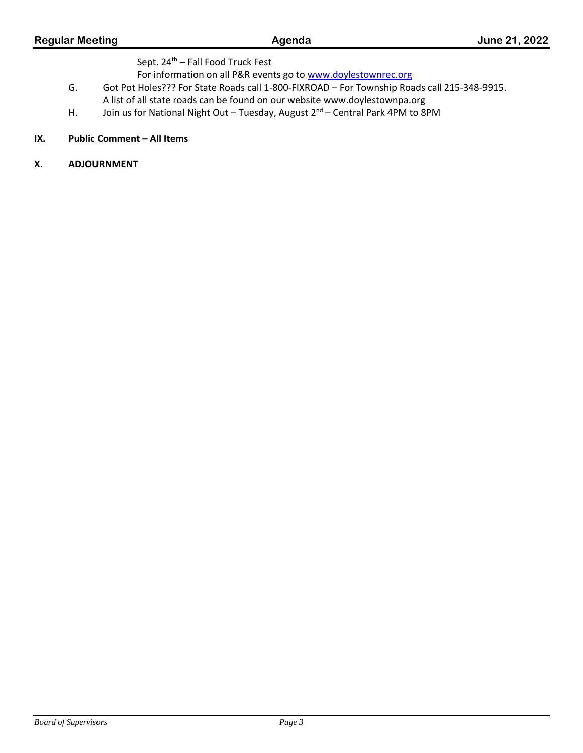Sept. 24th – Fall Food Truck Fest
For information on all P&R events go to www.doylestownrec.org

G. Got Pot Holes??? For State Roads call 1-800-FIXROAD – For Township Roads call 215-348-9915. A list of all state roads can be found on our website www.doylestownpa.org

H. Join us for National Night Out – Tuesday, August 2nd – Central Park 4PM to 8PM

**IX. Public Comment – All Items**

**X. ADJOURNMENT**